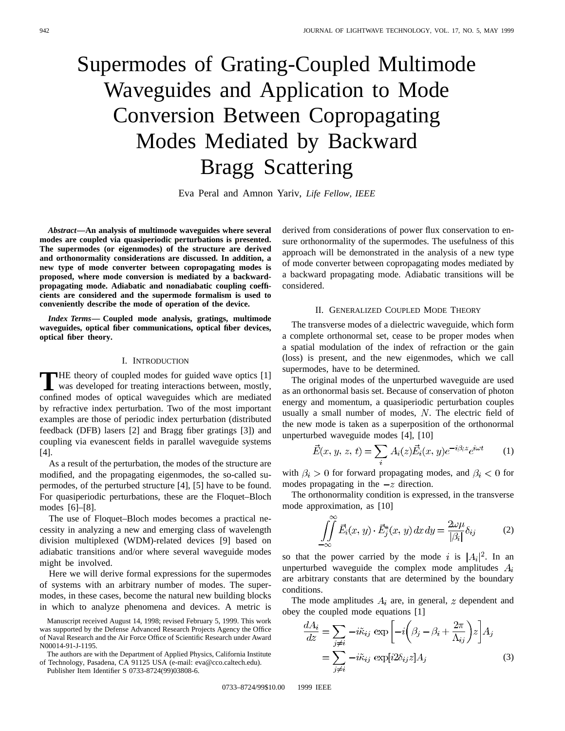// Supermodes of Grating-Coupled Multimode Waveguides and Application to Mode Conversion Between Copropagating Modes Mediated by Backward Bragg Scattering

Eva Peral and Amnon Yariv, *Life Fellow, IEEE*

***Abstract*—An analysis of multimode waveguides where several modes are coupled via quasiperiodic perturbations is presented. The supermodes (or eigenmodes) of the structure are derived and orthonormality considerations are discussed. In addition, a new type of mode converter between copropagating modes is proposed, where mode conversion is mediated by a backward-propagating mode. Adiabatic and nonadiabatic coupling coefficients are considered and the supermode formalism is used to conveniently describe the mode of operation of the device.**

***Index Terms*— Coupled mode analysis, gratings, multimode waveguides, optical fiber communications, optical fiber devices, optical fiber theory.**

## I. Introduction

The theory of coupled modes for guided wave optics [1] was developed for treating interactions between, mostly, confined modes of optical waveguides which are mediated by refractive index perturbation. Two of the most important examples are those of periodic index perturbation (distributed feedback (DFB) lasers [2] and Bragg fiber gratings [3]) and coupling via evanescent fields in parallel waveguide systems [4].

As a result of the perturbation, the modes of the structure are modified, and the propagating eigenmodes, the so-called supermodes, of the perturbed structure [4], [5] have to be found. For quasiperiodic perturbations, these are the Floquet–Bloch modes [6]–[8].

The use of Floquet–Bloch modes becomes a practical necessity in analyzing a new and emerging class of wavelength division multiplexed (WDM)-related devices [9] based on adiabatic transitions and/or where several waveguide modes might be involved.

Here we will derive formal expressions for the supermodes of systems with an arbitrary number of modes. The supermodes, in these cases, become the natural new building blocks in which to analyze phenomena and devices. A metric is derived from considerations of power flux conservation to ensure orthonormality of the supermodes. The usefulness of this approach will be demonstrated in the analysis of a new type of mode converter between copropagating modes mediated by a backward propagating mode. Adiabatic transitions will be considered.

Manuscript received August 14, 1998; revised February 5, 1999. This work was supported by the Defense Advanced Research Projects Agency the Office of Naval Research and the Air Force Office of Scientific Research under Award N00014-91-J-1195.

The authors are with the Department of Applied Physics, California Institute of Technology, Pasadena, CA 91125 USA (e-mail: eva@cco.caltech.edu).

Publisher Item Identifier S 0733-8724(99)03808-6.

## II. Generalized Coupled Mode Theory

The transverse modes of a dielectric waveguide, which form a complete orthonormal set, cease to be proper modes when a spatial modulation of the index of refraction or the gain (loss) is present, and the new eigenmodes, which we call supermodes, have to be determined.

The original modes of the unperturbed waveguide are used as an orthonormal basis set. Because of conservation of photon energy and momentum, a quasiperiodic perturbation couples usually a small number of modes, $N$. The electric field of the new mode is taken as a superposition of the orthonormal unperturbed waveguide modes [4], [10]

$$\vec{E}(x, y, z, t) = \sum_i A_i(z)\vec{E}_i(x, y)e^{-i\beta_i z}e^{i\omega t} \tag{1}$$

with $\beta_i > 0$ for forward propagating modes, and $\beta_i < 0$ for modes propagating in the $-z$ direction.

The orthonormality condition is expressed, in the transverse mode approximation, as [10]

$$\iint_{-\infty}^{\infty} \vec{E}_i(x, y) \cdot \vec{E}_j^*(x, y)\, dx\, dy = \frac{2\omega\mu}{|\beta_i|}\delta_{ij} \tag{2}$$

so that the power carried by the mode $i$ is $|A_i|^2$. In an unperturbed waveguide the complex mode amplitudes $A_i$ are arbitrary constants that are determined by the boundary conditions.

The mode amplitudes $A_i$ are, in general, $z$ dependent and obey the coupled mode equations [1]

$$\begin{aligned}\frac{dA_i}{dz} &= \sum_{j\neq i} -i\tilde{\kappa}_{ij} \exp\left[-i\left(\beta_j - \beta_i + \frac{2\pi}{\Lambda_{ij}}\right)z\right]A_j \\ &= \sum_{j\neq i} -i\tilde{\kappa}_{ij} \exp[i2\delta_{ij}z]A_j\end{aligned} \tag{3}$$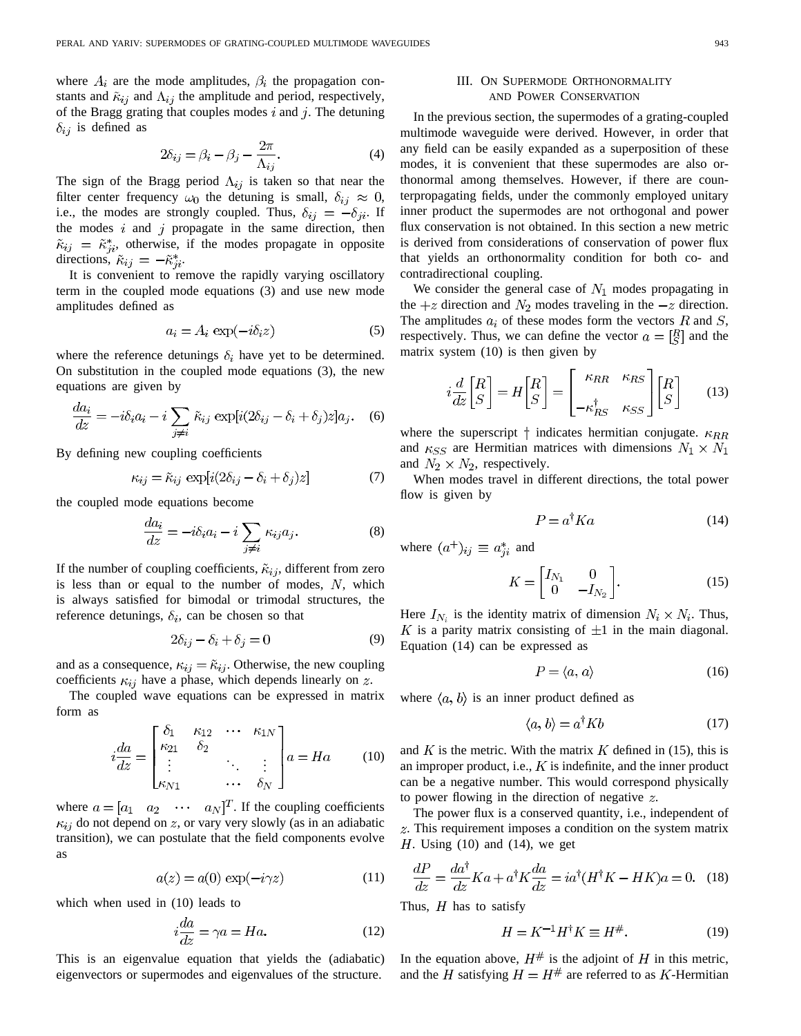where $A_i$ are the mode amplitudes, $\beta_i$ the propagation constants and $\tilde{\kappa}_{ij}$ and $\Lambda_{ij}$ the amplitude and period, respectively, of the Bragg grating that couples modes $i$ and $j$. The detuning $\delta_{ij}$ is defined as

$$2\delta_{ij} = \beta_i - \beta_j - \frac{2\pi}{\Lambda_{ij}}. \tag{4}$$

The sign of the Bragg period $\Lambda_{ij}$ is taken so that near the filter center frequency $\omega_0$ the detuning is small, $\delta_{ij} \approx 0$, i.e., the modes are strongly coupled. Thus, $\delta_{ij} = -\delta_{ji}$. If the modes $i$ and $j$ propagate in the same direction, then $\tilde{\kappa}_{ij} = \tilde{\kappa}_{ji}^*$, otherwise, if the modes propagate in opposite directions, $\tilde{\kappa}_{ij} = -\tilde{\kappa}_{ji}^*$.

It is convenient to remove the rapidly varying oscillatory term in the coupled mode equations (3) and use new mode amplitudes defined as

$$a_i = A_i \exp(-i\delta_i z) \tag{5}$$

where the reference detunings $\delta_i$ have yet to be determined. On substitution in the coupled mode equations (3), the new equations are given by

$$\frac{da_i}{dz} = -i\delta_i a_i - i\sum_{j\neq i} \tilde{\kappa}_{ij} \exp[i(2\delta_{ij} - \delta_i + \delta_j)z]a_j. \tag{6}$$

By defining new coupling coefficients

$$\kappa_{ij} = \tilde{\kappa}_{ij} \exp[i(2\delta_{ij} - \delta_i + \delta_j)z] \tag{7}$$

the coupled mode equations become

$$\frac{da_i}{dz} = -i\delta_i a_i - i\sum_{j\neq i} \kappa_{ij} a_j. \tag{8}$$

If the number of coupling coefficients, $\tilde{\kappa}_{ij}$, different from zero is less than or equal to the number of modes, $N$, which is always satisfied for bimodal or trimodal structures, the reference detunings, $\delta_i$, can be chosen so that

$$2\delta_{ij} - \delta_i + \delta_j = 0 \tag{9}$$

and as a consequence, $\kappa_{ij} = \tilde{\kappa}_{ij}$. Otherwise, the new coupling coefficients $\kappa_{ij}$ have a phase, which depends linearly on $z$.

The coupled wave equations can be expressed in matrix form as

$$i\frac{da}{dz} = \begin{bmatrix} \delta_1 & \kappa_{12} & \cdots & \kappa_{1N} \\ \kappa_{21} & \delta_2 & & \\ \vdots & & \ddots & \vdots \\ \kappa_{N1} & & \cdots & \delta_N \end{bmatrix} a = Ha \tag{10}$$

where $a = [a_1 \quad a_2 \quad \cdots \quad a_N]^T$. If the coupling coefficients $\kappa_{ij}$ do not depend on $z$, or vary very slowly (as in an adiabatic transition), we can postulate that the field components evolve as

$$a(z) = a(0)\exp(-i\gamma z) \tag{11}$$

which when used in (10) leads to

$$i\frac{da}{dz} = \gamma a = Ha. \tag{12}$$

This is an eigenvalue equation that yields the (adiabatic) eigenvectors or supermodes and eigenvalues of the structure.

## III. On Supermode Orthonormality and Power Conservation

In the previous section, the supermodes of a grating-coupled multimode waveguide were derived. However, in order that any field can be easily expanded as a superposition of these modes, it is convenient that these supermodes are also orthonormal among themselves. However, if there are counterpropagating fields, under the commonly employed unitary inner product the supermodes are not orthogonal and power flux conservation is not obtained. In this section a new metric is derived from considerations of conservation of power flux that yields an orthonormality condition for both co- and contradirectional coupling.

We consider the general case of $N_1$ modes propagating in the $+z$ direction and $N_2$ modes traveling in the $-z$ direction. The amplitudes $a_i$ of these modes form the vectors $R$ and $S$, respectively. Thus, we can define the vector $a = \begin{bmatrix} R \\ S \end{bmatrix}$ and the matrix system (10) is then given by

$$i\frac{d}{dz}\begin{bmatrix} R \\ S \end{bmatrix} = H\begin{bmatrix} R \\ S \end{bmatrix} = \begin{bmatrix} \kappa_{RR} & \kappa_{RS} \\ -\kappa_{RS}^\dagger & \kappa_{SS} \end{bmatrix}\begin{bmatrix} R \\ S \end{bmatrix} \tag{13}$$

where the superscript $\dagger$ indicates hermitian conjugate. $\kappa_{RR}$ and $\kappa_{SS}$ are Hermitian matrices with dimensions $N_1 \times N_1$ and $N_2 \times N_2$, respectively.

When modes travel in different directions, the total power flow is given by

$$P = a^\dagger K a \tag{14}$$

where $(a^+)_{ij} \equiv a_{ji}^*$ and

$$K = \begin{bmatrix} I_{N_1} & 0 \\ 0 & -I_{N_2} \end{bmatrix}. \tag{15}$$

Here $I_{N_i}$ is the identity matrix of dimension $N_i \times N_i$. Thus, $K$ is a parity matrix consisting of $\pm 1$ in the main diagonal. Equation (14) can be expressed as

$$P = \langle a, a \rangle \tag{16}$$

where $\langle a, b \rangle$ is an inner product defined as

$$\langle a, b \rangle = a^\dagger K b \tag{17}$$

and $K$ is the metric. With the matrix $K$ defined in (15), this is an improper product, i.e., $K$ is indefinite, and the inner product can be a negative number. This would correspond physically to power flowing in the direction of negative $z$.

The power flux is a conserved quantity, i.e., independent of $z$. This requirement imposes a condition on the system matrix $H$. Using (10) and (14), we get

$$\frac{dP}{dz} = \frac{da^\dagger}{dz} K a + a^\dagger K \frac{da}{dz} = i a^\dagger (H^\dagger K - HK) a = 0. \tag{18}$$

Thus, $H$ has to satisfy

$$H = K^{-1} H^\dagger K \equiv H^\#. \tag{19}$$

In the equation above, $H^\#$ is the adjoint of $H$ in this metric, and the $H$ satisfying $H = H^\#$ are referred to as $K$-Hermitian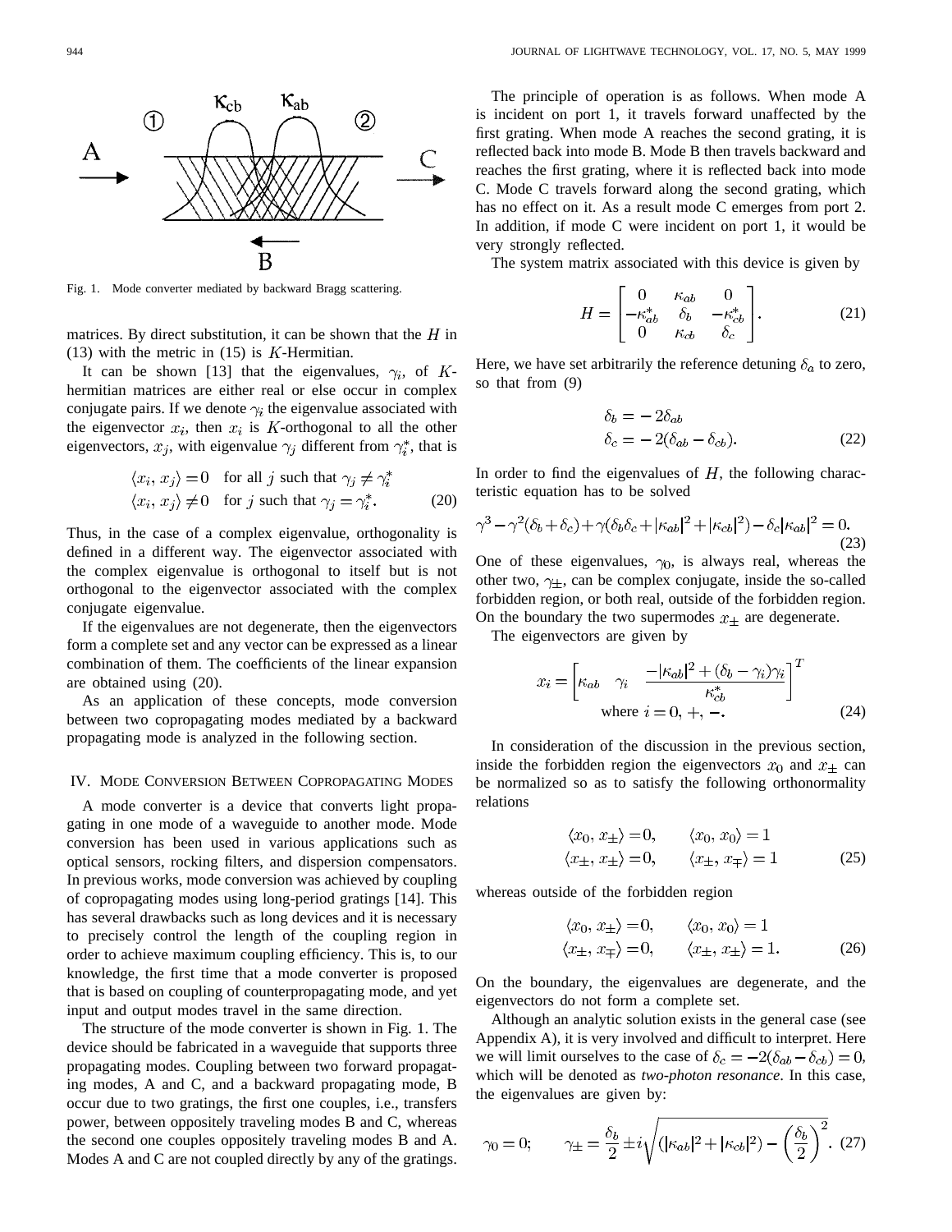Fig. 1. Mode converter mediated by backward Bragg scattering.

matrices. By direct substitution, it can be shown that the $H$ in (13) with the metric in (15) is $K$-Hermitian.

It can be shown [13] that the eigenvalues, $\gamma_i$, of $K$-hermitian matrices are either real or else occur in complex conjugate pairs. If we denote $\gamma_i$ the eigenvalue associated with the eigenvector $x_i$, then $x_i$ is $K$-orthogonal to all the other eigenvectors, $x_j$, with eigenvalue $\gamma_j$ different from $\gamma_i^*$, that is

$$\begin{aligned} \langle x_i, x_j \rangle &= 0 \quad \text{for all } j \text{ such that } \gamma_j \neq \gamma_i^* \\ \langle x_i, x_j \rangle &\neq 0 \quad \text{for } j \text{ such that } \gamma_j = \gamma_i^*. \end{aligned} \tag{20}$$

Thus, in the case of a complex eigenvalue, orthogonality is defined in a different way. The eigenvector associated with the complex eigenvalue is orthogonal to itself but is not orthogonal to the eigenvector associated with the complex conjugate eigenvalue.

If the eigenvalues are not degenerate, then the eigenvectors form a complete set and any vector can be expressed as a linear combination of them. The coefficients of the linear expansion are obtained using (20).

As an application of these concepts, mode conversion between two copropagating modes mediated by a backward propagating mode is analyzed in the following section.

## IV. Mode Conversion Between Copropagating Modes

A mode converter is a device that converts light propagating in one mode of a waveguide to another mode. Mode conversion has been used in various applications such as optical sensors, rocking filters, and dispersion compensators. In previous works, mode conversion was achieved by coupling of copropagating modes using long-period gratings [14]. This has several drawbacks such as long devices and it is necessary to precisely control the length of the coupling region in order to achieve maximum coupling efficiency. This is, to our knowledge, the first time that a mode converter is proposed that is based on coupling of counterpropagating mode, and yet input and output modes travel in the same direction.

The structure of the mode converter is shown in Fig. 1. The device should be fabricated in a waveguide that supports three propagating modes. Coupling between two forward propagating modes, A and C, and a backward propagating mode, B occur due to two gratings, the first one couples, i.e., transfers power, between oppositely traveling modes B and C, whereas the second one couples oppositely traveling modes B and A. Modes A and C are not coupled directly by any of the gratings.

The principle of operation is as follows. When mode A is incident on port 1, it travels forward unaffected by the first grating. When mode A reaches the second grating, it is reflected back into mode B. Mode B then travels backward and reaches the first grating, where it is reflected back into mode C. Mode C travels forward along the second grating, which has no effect on it. As a result mode C emerges from port 2. In addition, if mode C were incident on port 1, it would be very strongly reflected.

The system matrix associated with this device is given by

$$H = \begin{bmatrix} 0 & \kappa_{ab} & 0 \\ -\kappa_{ab}^* & \delta_b & -\kappa_{cb}^* \\ 0 & \kappa_{cb} & \delta_c \end{bmatrix}. \tag{21}$$

Here, we have set arbitrarily the reference detuning $\delta_a$ to zero, so that from (9)

$$\begin{aligned} \delta_b &= -2\delta_{ab} \\ \delta_c &= -2(\delta_{ab} - \delta_{cb}). \end{aligned} \tag{22}$$

In order to find the eigenvalues of $H$, the following characteristic equation has to be solved

$$\gamma^3 - \gamma^2(\delta_b + \delta_c) + \gamma(\delta_b\delta_c + |\kappa_{ab}|^2 + |\kappa_{cb}|^2) - \delta_c|\kappa_{ab}|^2 = 0. \tag{23}$$

One of these eigenvalues, $\gamma_0$, is always real, whereas the other two, $\gamma_\pm$, can be complex conjugate, inside the so-called forbidden region, or both real, outside of the forbidden region. On the boundary the two supermodes $x_\pm$ are degenerate.

The eigenvectors are given by

$$x_i = \left[ \kappa_{ab} \quad \gamma_i \quad \frac{-|\kappa_{ab}|^2 + (\delta_b - \gamma_i)\gamma_i}{\kappa_{cb}^*} \right]^T$$
$$\text{where } i = 0, +, -. \tag{24}$$

In consideration of the discussion in the previous section, inside the forbidden region the eigenvectors $x_0$ and $x_\pm$ can be normalized so as to satisfy the following orthonormality relations

$$\begin{aligned} \langle x_0, x_\pm \rangle &= 0, \qquad \langle x_0, x_0 \rangle = 1 \\ \langle x_\pm, x_\pm \rangle &= 0, \qquad \langle x_\pm, x_\mp \rangle = 1 \end{aligned} \tag{25}$$

whereas outside of the forbidden region

$$\begin{aligned} \langle x_0, x_\pm \rangle &= 0, \qquad \langle x_0, x_0 \rangle = 1 \\ \langle x_\pm, x_\mp \rangle &= 0, \qquad \langle x_\pm, x_\pm \rangle = 1. \end{aligned} \tag{26}$$

On the boundary, the eigenvalues are degenerate, and the eigenvectors do not form a complete set.

Although an analytic solution exists in the general case (see Appendix A), it is very involved and difficult to interpret. Here we will limit ourselves to the case of $\delta_c = -2(\delta_{ab} - \delta_{cb}) = 0$, which will be denoted as *two-photon resonance*. In this case, the eigenvalues are given by:

$$\gamma_0 = 0; \qquad \gamma_\pm = \frac{\delta_b}{2} \pm i\sqrt{(|\kappa_{ab}|^2 + |\kappa_{cb}|^2) - \left(\frac{\delta_b}{2}\right)^2}. \tag{27}$$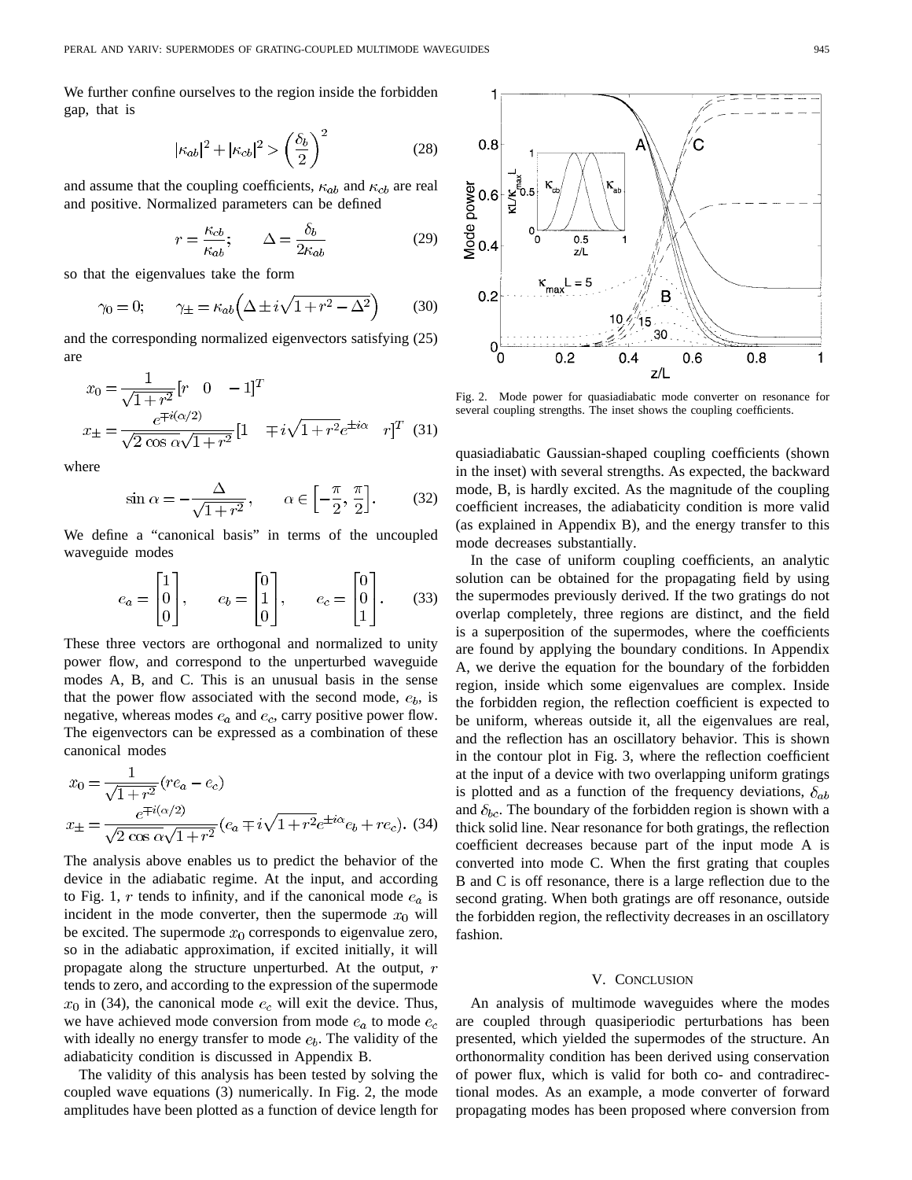We further confine ourselves to the region inside the forbidden gap, that is

$$|\kappa_{ab}|^2 + |\kappa_{cb}|^2 > \left(\frac{\delta_b}{2}\right)^2 \tag{28}$$

and assume that the coupling coefficients, $\kappa_{ab}$ and $\kappa_{cb}$ are real and positive. Normalized parameters can be defined

$$r = \frac{\kappa_{cb}}{\kappa_{ab}}; \qquad \Delta = \frac{\delta_b}{2\kappa_{ab}} \tag{29}$$

so that the eigenvalues take the form

$$\gamma_0 = 0; \qquad \gamma_{\pm} = \kappa_{ab}\left(\Delta \pm i\sqrt{1 + r^2 - \Delta^2}\right) \tag{30}$$

and the corresponding normalized eigenvectors satisfying (25) are

$$\begin{aligned} x_0 &= \frac{1}{\sqrt{1+r^2}}[r \quad 0 \quad -1]^T \\ x_{\pm} &= \frac{e^{\mp i(\alpha/2)}}{\sqrt{2\cos\alpha}\sqrt{1+r^2}}[1 \quad \mp i\sqrt{1+r^2}e^{\pm i\alpha} \quad r]^T \end{aligned} \tag{31}$$

where

$$\sin\alpha = -\frac{\Delta}{\sqrt{1+r^2}}, \qquad \alpha \in \left[-\frac{\pi}{2}, \frac{\pi}{2}\right]. \tag{32}$$

We define a "canonical basis" in terms of the uncoupled waveguide modes

$$e_a = \begin{bmatrix}1\\0\\0\end{bmatrix}, \qquad e_b = \begin{bmatrix}0\\1\\0\end{bmatrix}, \qquad e_c = \begin{bmatrix}0\\0\\1\end{bmatrix}. \tag{33}$$

These three vectors are orthogonal and normalized to unity power flow, and correspond to the unperturbed waveguide modes A, B, and C. This is an unusual basis in the sense that the power flow associated with the second mode, $e_b$, is negative, whereas modes $e_a$ and $e_c$, carry positive power flow. The eigenvectors can be expressed as a combination of these canonical modes

$$\begin{aligned} x_0 &= \frac{1}{\sqrt{1+r^2}}(re_a - e_c) \\ x_{\pm} &= \frac{e^{\mp i(\alpha/2)}}{\sqrt{2\cos\alpha}\sqrt{1+r^2}}(e_a \mp i\sqrt{1+r^2}e^{\pm i\alpha}e_b + re_c). \end{aligned} \tag{34}$$

The analysis above enables us to predict the behavior of the device in the adiabatic regime. At the input, and according to Fig. 1, $r$ tends to infinity, and if the canonical mode $e_a$ is incident in the mode converter, then the supermode $x_0$ will be excited. The supermode $x_0$ corresponds to eigenvalue zero, so in the adiabatic approximation, if excited initially, it will propagate along the structure unperturbed. At the output, $r$ tends to zero, and according to the expression of the supermode $x_0$ in (34), the canonical mode $e_c$ will exit the device. Thus, we have achieved mode conversion from mode $e_a$ to mode $e_c$ with ideally no energy transfer to mode $e_b$. The validity of the adiabaticity condition is discussed in Appendix B.

The validity of this analysis has been tested by solving the coupled wave equations (3) numerically. In Fig. 2, the mode amplitudes have been plotted as a function of device length for quasiadiabatic Gaussian-shaped coupling coefficients (shown in the inset) with several strengths. As expected, the backward mode, B, is hardly excited. As the magnitude of the coupling coefficient increases, the adiabaticity condition is more valid (as explained in Appendix B), and the energy transfer to this mode decreases substantially.

Fig. 2. Mode power for quasiadiabatic mode converter on resonance for several coupling strengths. The inset shows the coupling coefficients.

In the case of uniform coupling coefficients, an analytic solution can be obtained for the propagating field by using the supermodes previously derived. If the two gratings do not overlap completely, three regions are distinct, and the field is a superposition of the supermodes, where the coefficients are found by applying the boundary conditions. In Appendix A, we derive the equation for the boundary of the forbidden region, inside which some eigenvalues are complex. Inside the forbidden region, the reflection coefficient is expected to be uniform, whereas outside it, all the eigenvalues are real, and the reflection has an oscillatory behavior. This is shown in the contour plot in Fig. 3, where the reflection coefficient at the input of a device with two overlapping uniform gratings is plotted and as a function of the frequency deviations, $\delta_{ab}$ and $\delta_{bc}$. The boundary of the forbidden region is shown with a thick solid line. Near resonance for both gratings, the reflection coefficient decreases because part of the input mode A is converted into mode C. When the first grating that couples B and C is off resonance, there is a large reflection due to the second grating. When both gratings are off resonance, outside the forbidden region, the reflectivity decreases in an oscillatory fashion.

## V. Conclusion

An analysis of multimode waveguides where the modes are coupled through quasiperiodic perturbations has been presented, which yielded the supermodes of the structure. An orthonormality condition has been derived using conservation of power flux, which is valid for both co- and contradirectional modes. As an example, a mode converter of forward propagating modes has been proposed where conversion from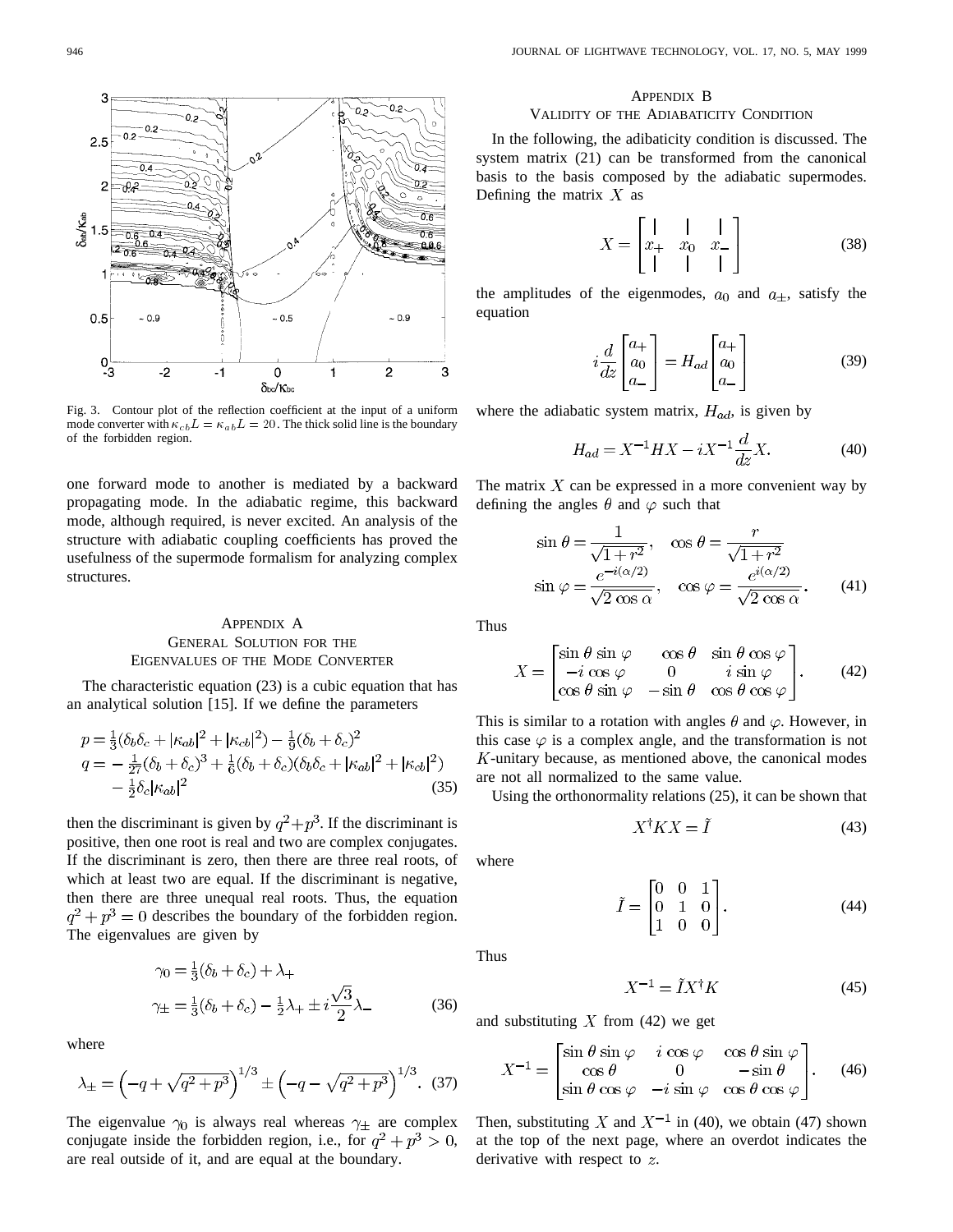Fig. 3. Contour plot of the reflection coefficient at the input of a uniform mode converter with $\kappa_{cb}L = \kappa_{ab}L = 20$. The thick solid line is the boundary of the forbidden region.

one forward mode to another is mediated by a backward propagating mode. In the adiabatic regime, this backward mode, although required, is never excited. An analysis of the structure with adiabatic coupling coefficients has proved the usefulness of the supermode formalism for analyzing complex structures.

## Appendix A
## General Solution for the Eigenvalues of the Mode Converter

The characteristic equation (23) is a cubic equation that has an analytical solution [15]. If we define the parameters

$$
\begin{aligned}
p &= \tfrac{1}{3}(\delta_b\delta_c + |\kappa_{ab}|^2 + |\kappa_{cb}|^2) - \tfrac{1}{9}(\delta_b + \delta_c)^2 \\
q &= -\tfrac{1}{27}(\delta_b + \delta_c)^3 + \tfrac{1}{6}(\delta_b + \delta_c)(\delta_b\delta_c + |\kappa_{ab}|^2 + |\kappa_{cb}|^2) \\
&\quad - \tfrac{1}{2}\delta_c|\kappa_{ab}|^2
\end{aligned}
\tag{35}
$$

then the discriminant is given by $q^2 + p^3$. If the discriminant is positive, then one root is real and two are complex conjugates. If the discriminant is zero, then there are three real roots, of which at least two are equal. If the discriminant is negative, then there are three unequal real roots. Thus, the equation $q^2 + p^3 = 0$ describes the boundary of the forbidden region. The eigenvalues are given by

$$
\begin{aligned}
\gamma_0 &= \tfrac{1}{3}(\delta_b + \delta_c) + \lambda_+ \\
\gamma_\pm &= \tfrac{1}{3}(\delta_b + \delta_c) - \tfrac{1}{2}\lambda_+ \pm i\frac{\sqrt{3}}{2}\lambda_-
\end{aligned}
\tag{36}
$$

where

$$
\lambda_\pm = \left(-q + \sqrt{q^2 + p^3}\right)^{1/3} \pm \left(-q - \sqrt{q^2 + p^3}\right)^{1/3}. \tag{37}
$$

The eigenvalue $\gamma_0$ is always real whereas $\gamma_\pm$ are complex conjugate inside the forbidden region, i.e., for $q^2 + p^3 > 0$, are real outside of it, and are equal at the boundary.

## Appendix B
## Validity of the Adiabaticity Condition

In the following, the adibaticity condition is discussed. The system matrix (21) can be transformed from the canonical basis to the basis composed by the adiabatic supermodes. Defining the matrix $X$ as

$$
X = \begin{bmatrix} | & | & | \\ x_+ & x_0 & x_- \\ | & | & | \end{bmatrix} \tag{38}
$$

the amplitudes of the eigenmodes, $a_0$ and $a_\pm$, satisfy the equation

$$
i\frac{d}{dz}\begin{bmatrix} a_+ \\ a_0 \\ a_- \end{bmatrix} = H_{ad}\begin{bmatrix} a_+ \\ a_0 \\ a_- \end{bmatrix} \tag{39}
$$

where the adiabatic system matrix, $H_{ad}$, is given by

$$
H_{ad} = X^{-1}HX - iX^{-1}\frac{d}{dz}X. \tag{40}
$$

The matrix $X$ can be expressed in a more convenient way by defining the angles $\theta$ and $\varphi$ such that

$$
\begin{aligned}
\sin\theta &= \frac{1}{\sqrt{1+r^2}}, \quad \cos\theta = \frac{r}{\sqrt{1+r^2}} \\
\sin\varphi &= \frac{e^{-i(\alpha/2)}}{\sqrt{2\cos\alpha}}, \quad \cos\varphi = \frac{e^{i(\alpha/2)}}{\sqrt{2\cos\alpha}}.
\end{aligned}
\tag{41}
$$

Thus

$$
X = \begin{bmatrix} \sin\theta\sin\varphi & \cos\theta & \sin\theta\cos\varphi \\ -i\cos\varphi & 0 & i\sin\varphi \\ \cos\theta\sin\varphi & -\sin\theta & \cos\theta\cos\varphi \end{bmatrix}. \tag{42}
$$

This is similar to a rotation with angles $\theta$ and $\varphi$. However, in this case $\varphi$ is a complex angle, and the transformation is not $K$-unitary because, as mentioned above, the canonical modes are not all normalized to the same value.

Using the orthonormality relations (25), it can be shown that

$$
X^\dagger K X = \tilde{I} \tag{43}
$$

where

$$
\tilde{I} = \begin{bmatrix} 0 & 0 & 1 \\ 0 & 1 & 0 \\ 1 & 0 & 0 \end{bmatrix}. \tag{44}
$$

Thus

$$
X^{-1} = \tilde{I}X^\dagger K \tag{45}
$$

and substituting $X$ from (42) we get

$$
X^{-1} = \begin{bmatrix} \sin\theta\sin\varphi & i\cos\varphi & \cos\theta\sin\varphi \\ \cos\theta & 0 & -\sin\theta \\ \sin\theta\cos\varphi & -i\sin\varphi & \cos\theta\cos\varphi \end{bmatrix}. \tag{46}
$$

Then, substituting $X$ and $X^{-1}$ in (40), we obtain (47) shown at the top of the next page, where an overdot indicates the derivative with respect to $z$.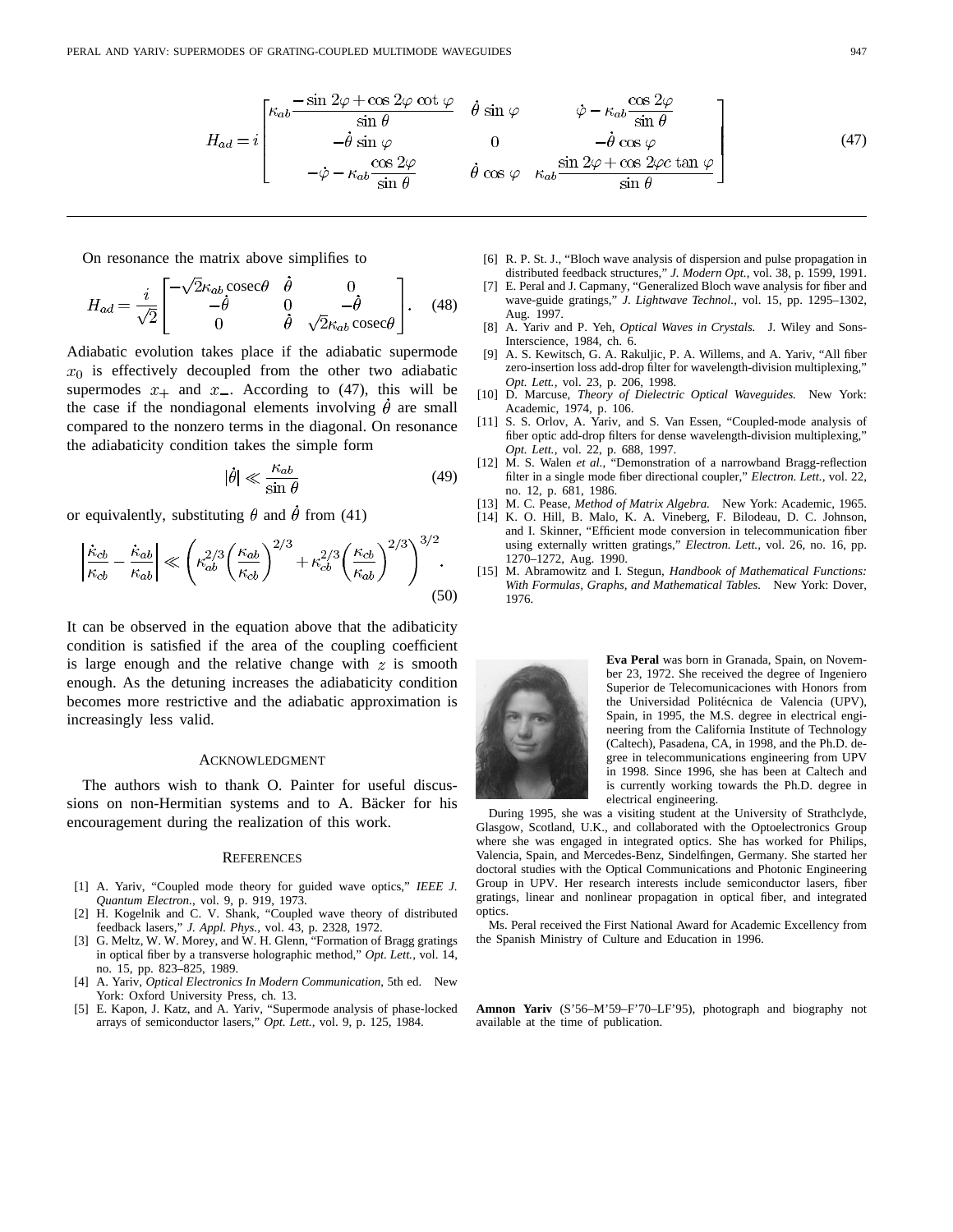$$H_{ad} = i \begin{bmatrix} \kappa_{ab} \dfrac{-\sin 2\varphi + \cos 2\varphi \cot \varphi}{\sin \theta} & \dot{\theta} \sin \varphi & \dot{\varphi} - \kappa_{ab} \dfrac{\cos 2\varphi}{\sin \theta} \\ -\dot{\theta} \sin \varphi & 0 & -\dot{\theta} \cos \varphi \\ -\dot{\varphi} - \kappa_{ab} \dfrac{\cos 2\varphi}{\sin \theta} & \dot{\theta} \cos \varphi & \kappa_{ab} \dfrac{\sin 2\varphi + \cos 2\varphi c \tan \varphi}{\sin \theta} \end{bmatrix} \tag{47}$$

On resonance the matrix above simplifies to

$$H_{ad} = \frac{i}{\sqrt{2}} \begin{bmatrix} -\sqrt{2}\kappa_{ab}\,\text{cosec}\theta & \dot{\theta} & 0 \\ -\dot{\theta} & 0 & -\dot{\theta} \\ 0 & \dot{\theta} & \sqrt{2}\kappa_{ab}\,\text{cosec}\theta \end{bmatrix}. \tag{48}$$

Adiabatic evolution takes place if the adiabatic supermode $x_0$ is effectively decoupled from the other two adiabatic supermodes $x_+$ and $x_-$. According to (47), this will be the case if the nondiagonal elements involving $\dot{\theta}$ are small compared to the nonzero terms in the diagonal. On resonance the adiabaticity condition takes the simple form

$$|\dot{\theta}| \ll \frac{\kappa_{ab}}{\sin \theta} \tag{49}$$

or equivalently, substituting $\theta$ and $\dot{\theta}$ from (41)

$$\left| \frac{\dot{\kappa}_{cb}}{\kappa_{cb}} - \frac{\dot{\kappa}_{ab}}{\kappa_{ab}} \right| \ll \left( \kappa_{ab}^{2/3} \left( \frac{\kappa_{ab}}{\kappa_{cb}} \right)^{2/3} + \kappa_{cb}^{2/3} \left( \frac{\kappa_{cb}}{\kappa_{ab}} \right)^{2/3} \right)^{3/2}. \tag{50}$$

It can be observed in the equation above that the adibaticity condition is satisfied if the area of the coupling coefficient is large enough and the relative change with $z$ is smooth enough. As the detuning increases the adiabaticity condition becomes more restrictive and the adiabatic approximation is increasingly less valid.

## Acknowledgment

The authors wish to thank O. Painter for useful discussions on non-Hermitian systems and to A. Bäcker for his encouragement during the realization of this work.

## References

[1] A. Yariv, "Coupled mode theory for guided wave optics," *IEEE J. Quantum Electron.*, vol. 9, p. 919, 1973.

[2] H. Kogelnik and C. V. Shank, "Coupled wave theory of distributed feedback lasers," *J. Appl. Phys.*, vol. 43, p. 2328, 1972.

[3] G. Meltz, W. W. Morey, and W. H. Glenn, "Formation of Bragg gratings in optical fiber by a transverse holographic method," *Opt. Lett.*, vol. 14, no. 15, pp. 823–825, 1989.

[4] A. Yariv, *Optical Electronics In Modern Communication*, 5th ed. New York: Oxford University Press, ch. 13.

[5] E. Kapon, J. Katz, and A. Yariv, "Supermode analysis of phase-locked arrays of semiconductor lasers," *Opt. Lett.*, vol. 9, p. 125, 1984.

[6] R. P. St. J., "Bloch wave analysis of dispersion and pulse propagation in distributed feedback structures," *J. Modern Opt.*, vol. 38, p. 1599, 1991.

[7] E. Peral and J. Capmany, "Generalized Bloch wave analysis for fiber and wave-guide gratings," *J. Lightwave Technol.*, vol. 15, pp. 1295–1302, Aug. 1997.

[8] A. Yariv and P. Yeh, *Optical Waves in Crystals.* J. Wiley and Sons-Interscience, 1984, ch. 6.

[9] A. S. Kewitsch, G. A. Rakuljic, P. A. Willems, and A. Yariv, "All fiber zero-insertion loss add-drop filter for wavelength-division multiplexing," *Opt. Lett.*, vol. 23, p. 206, 1998.

[10] D. Marcuse, *Theory of Dielectric Optical Waveguides.* New York: Academic, 1974, p. 106.

[11] S. S. Orlov, A. Yariv, and S. Van Essen, "Coupled-mode analysis of fiber optic add-drop filters for dense wavelength-division multiplexing," *Opt. Lett.*, vol. 22, p. 688, 1997.

[12] M. S. Walen *et al.*, "Demonstration of a narrowband Bragg-reflection filter in a single mode fiber directional coupler," *Electron. Lett.*, vol. 22, no. 12, p. 681, 1986.

[13] M. C. Pease, *Method of Matrix Algebra.* New York: Academic, 1965.

[14] K. O. Hill, B. Malo, K. A. Vineberg, F. Bilodeau, D. C. Johnson, and I. Skinner, "Efficient mode conversion in telecommunication fiber using externally written gratings," *Electron. Lett.*, vol. 26, no. 16, pp. 1270–1272, Aug. 1990.

[15] M. Abramowitz and I. Stegun, *Handbook of Mathematical Functions: With Formulas, Graphs, and Mathematical Tables.* New York: Dover, 1976.

**Eva Peral** was born in Granada, Spain, on November 23, 1972. She received the degree of Ingeniero Superior de Telecomunicaciones with Honors from the Universidad Politécnica de Valencia (UPV), Spain, in 1995, the M.S. degree in electrical engineering from the California Institute of Technology (Caltech), Pasadena, CA, in 1998, and the Ph.D. degree in telecommunications engineering from UPV in 1998. Since 1996, she has been at Caltech and is currently working towards the Ph.D. degree in electrical engineering.

During 1995, she was a visiting student at the University of Strathclyde, Glasgow, Scotland, U.K., and collaborated with the Optoelectronics Group where she was engaged in integrated optics. She has worked for Philips, Valencia, Spain, and Mercedes-Benz, Sindelfingen, Germany. She started her doctoral studies with the Optical Communications and Photonic Engineering Group in UPV. Her research interests include semiconductor lasers, fiber gratings, linear and nonlinear propagation in optical fiber, and integrated optics.

Ms. Peral received the First National Award for Academic Excellency from the Spanish Ministry of Culture and Education in 1996.

**Amnon Yariv** (S'56–M'59–F'70–LF'95), photograph and biography not available at the time of publication.